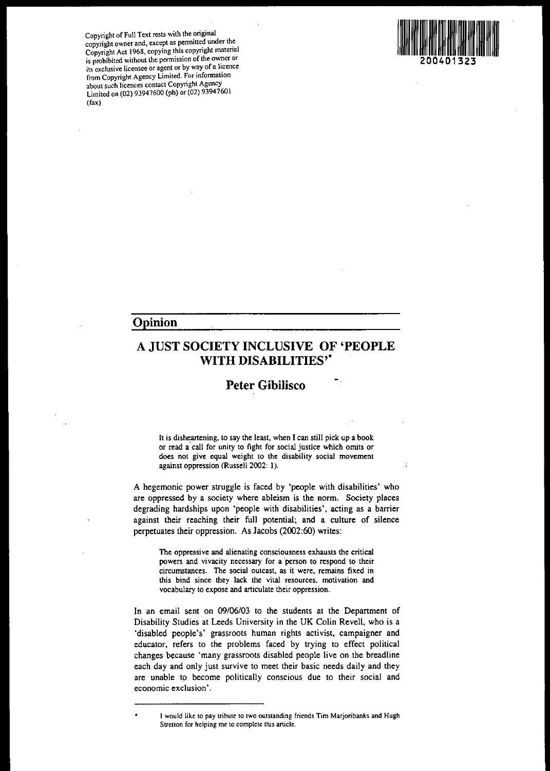Copyright of Full Text rests with the original copyright owner and, except as permitted under the Copyright Act 1968, copying this copyright material is prohibited without the permission of the owner or its exclusive licensee or agent or by way of a licence from Copyright Agency Limited. For information about such licences contact Copyright Agency Limited on (02) 93947600 (ph) or (02) 93947601 (fax)

200401323

## Opinion

# A JUST SOCIETY INCLUSIVE OF 'PEOPLE WITH DISABILITIES'*

## Peter Gibilisco

> It is disheartening, to say the least, when I can still pick up a book or read a call for unity to fight for social justice which omits or does not give equal weight to the disability social movement against oppression (Russell 2002: 1).

A hegemonic power struggle is faced by 'people with disabilities' who are oppressed by a society where ableism is the norm. Society places degrading hardships upon 'people with disabilities', acting as a barrier against their reaching their full potential; and a culture of silence perpetuates their oppression. As Jacobs (2002:60) writes:

> The oppressive and alienating consciousness exhausts the critical powers and vivacity necessary for a person to respond to their circumstances. The social outcast, as it were, remains fixed in this bind since they lack the vital resources, motivation and vocabulary to expose and articulate their oppression.

In an email sent on 09/06/03 to the students at the Department of Disability Studies at Leeds University in the UK Colin Revell, who is a 'disabled people's' grassroots human rights activist, campaigner and educator, refers to the problems faced by trying to effect political changes because 'many grassroots disabled people live on the breadline each day and only just survive to meet their basic needs daily and they are unable to become politically conscious due to their social and economic exclusion'.

---

\* I would like to pay tribute to two outstanding friends Tim Marjoribanks and Hugh Stretton for helping me to complete this article.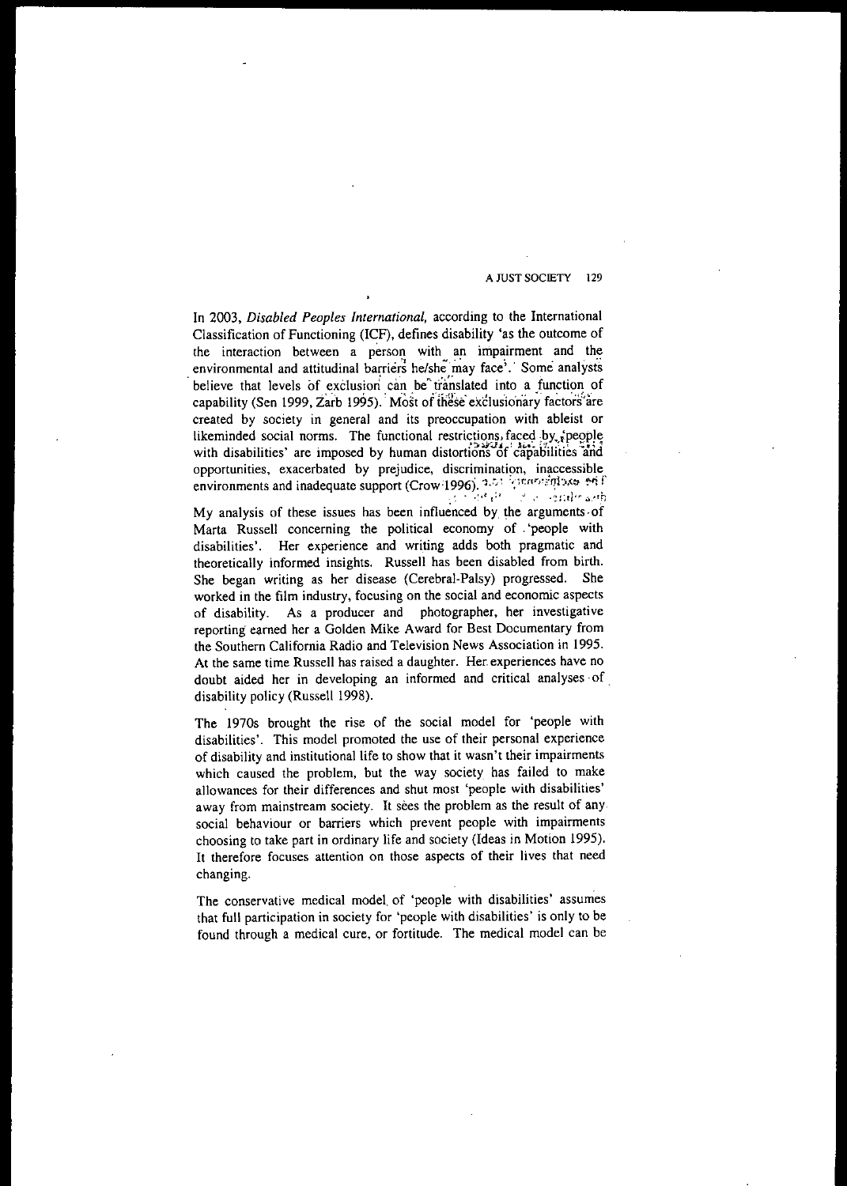In 2003, *Disabled Peoples International*, according to the International Classification of Functioning (ICF), defines disability 'as the outcome of the interaction between a person with an impairment and the environmental and attitudinal barriers he/she may face'. Some analysts believe that levels of exclusion can be translated into a function of capability (Sen 1999, Zarb 1995). Most of these exclusionary factors are created by society in general and its preoccupation with ableist or likeminded social norms. The functional restrictions faced by 'people with disabilities' are imposed by human distortions of capabilities and opportunities, exacerbated by prejudice, discrimination, inaccessible environments and inadequate support (Crow 1996).

My analysis of these issues has been influenced by the arguments of Marta Russell concerning the political economy of 'people with disabilities'. Her experience and writing adds both pragmatic and theoretically informed insights. Russell has been disabled from birth. She began writing as her disease (Cerebral-Palsy) progressed. She worked in the film industry, focusing on the social and economic aspects of disability. As a producer and photographer, her investigative reporting earned her a Golden Mike Award for Best Documentary from the Southern California Radio and Television News Association in 1995. At the same time Russell has raised a daughter. Her experiences have no doubt aided her in developing an informed and critical analyses of disability policy (Russell 1998).

The 1970s brought the rise of the social model for 'people with disabilities'. This model promoted the use of their personal experience of disability and institutional life to show that it wasn't their impairments which caused the problem, but the way society has failed to make allowances for their differences and shut most 'people with disabilities' away from mainstream society. It sees the problem as the result of any social behaviour or barriers which prevent people with impairments choosing to take part in ordinary life and society (Ideas in Motion 1995). It therefore focuses attention on those aspects of their lives that need changing.

The conservative medical model of 'people with disabilities' assumes that full participation in society for 'people with disabilities' is only to be found through a medical cure, or fortitude. The medical model can be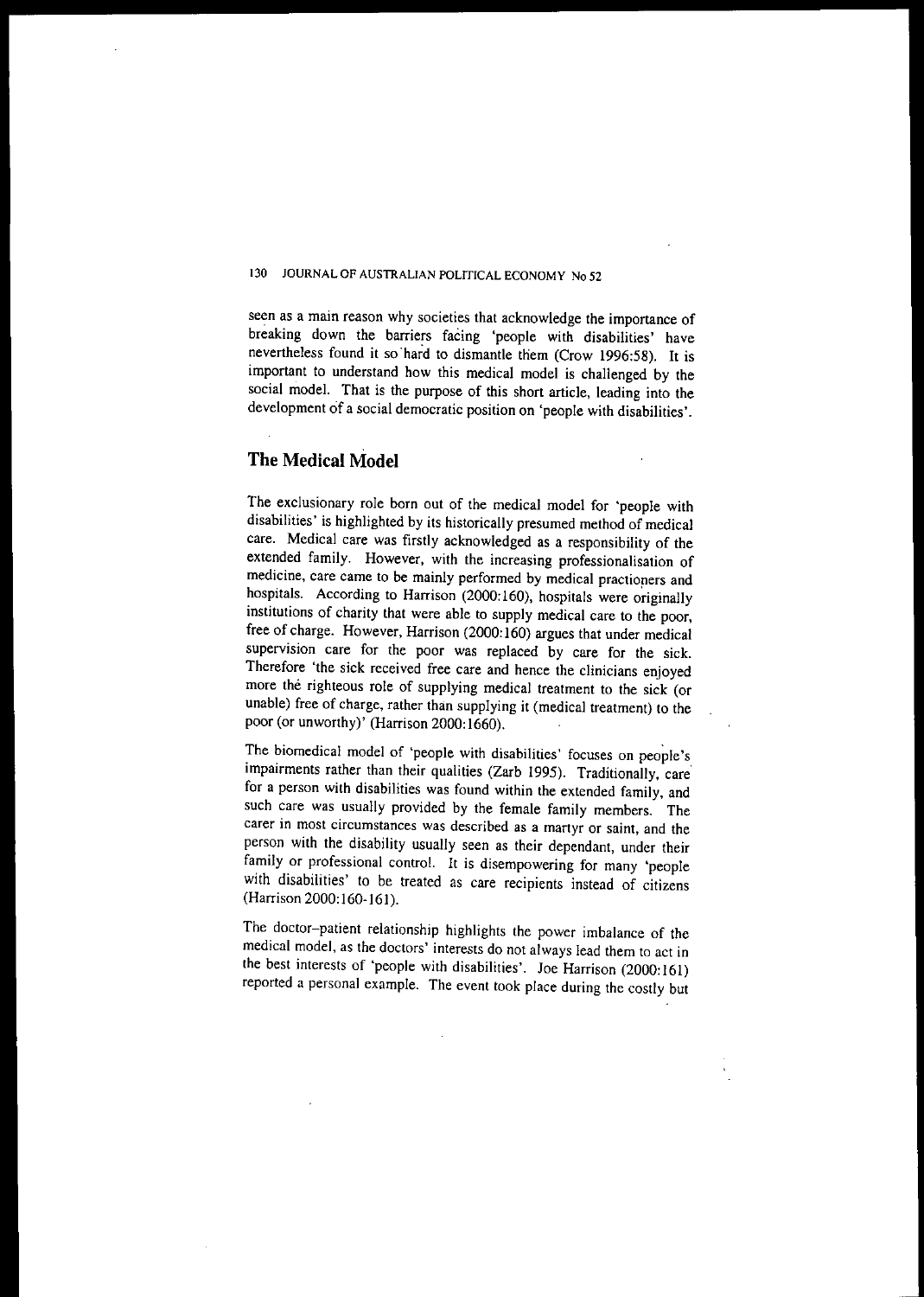seen as a main reason why societies that acknowledge the importance of breaking down the barriers facing 'people with disabilities' have nevertheless found it so hard to dismantle them (Crow 1996:58). It is important to understand how this medical model is challenged by the social model. That is the purpose of this short article, leading into the development of a social democratic position on 'people with disabilities'.

## The Medical Model

The exclusionary role born out of the medical model for 'people with disabilities' is highlighted by its historically presumed method of medical care. Medical care was firstly acknowledged as a responsibility of the extended family. However, with the increasing professionalisation of medicine, care came to be mainly performed by medical practioners and hospitals. According to Harrison (2000:160), hospitals were originally institutions of charity that were able to supply medical care to the poor, free of charge. However, Harrison (2000:160) argues that under medical supervision care for the poor was replaced by care for the sick. Therefore 'the sick received free care and hence the clinicians enjoyed more the righteous role of supplying medical treatment to the sick (or unable) free of charge, rather than supplying it (medical treatment) to the poor (or unworthy)' (Harrison 2000:1660).

The biomedical model of 'people with disabilities' focuses on people's impairments rather than their qualities (Zarb 1995). Traditionally, care for a person with disabilities was found within the extended family, and such care was usually provided by the female family members. The carer in most circumstances was described as a martyr or saint, and the person with the disability usually seen as their dependant, under their family or professional control. It is disempowering for many 'people with disabilities' to be treated as care recipients instead of citizens (Harrison 2000:160-161).

The doctor–patient relationship highlights the power imbalance of the medical model, as the doctors' interests do not always lead them to act in the best interests of 'people with disabilities'. Joe Harrison (2000:161) reported a personal example. The event took place during the costly but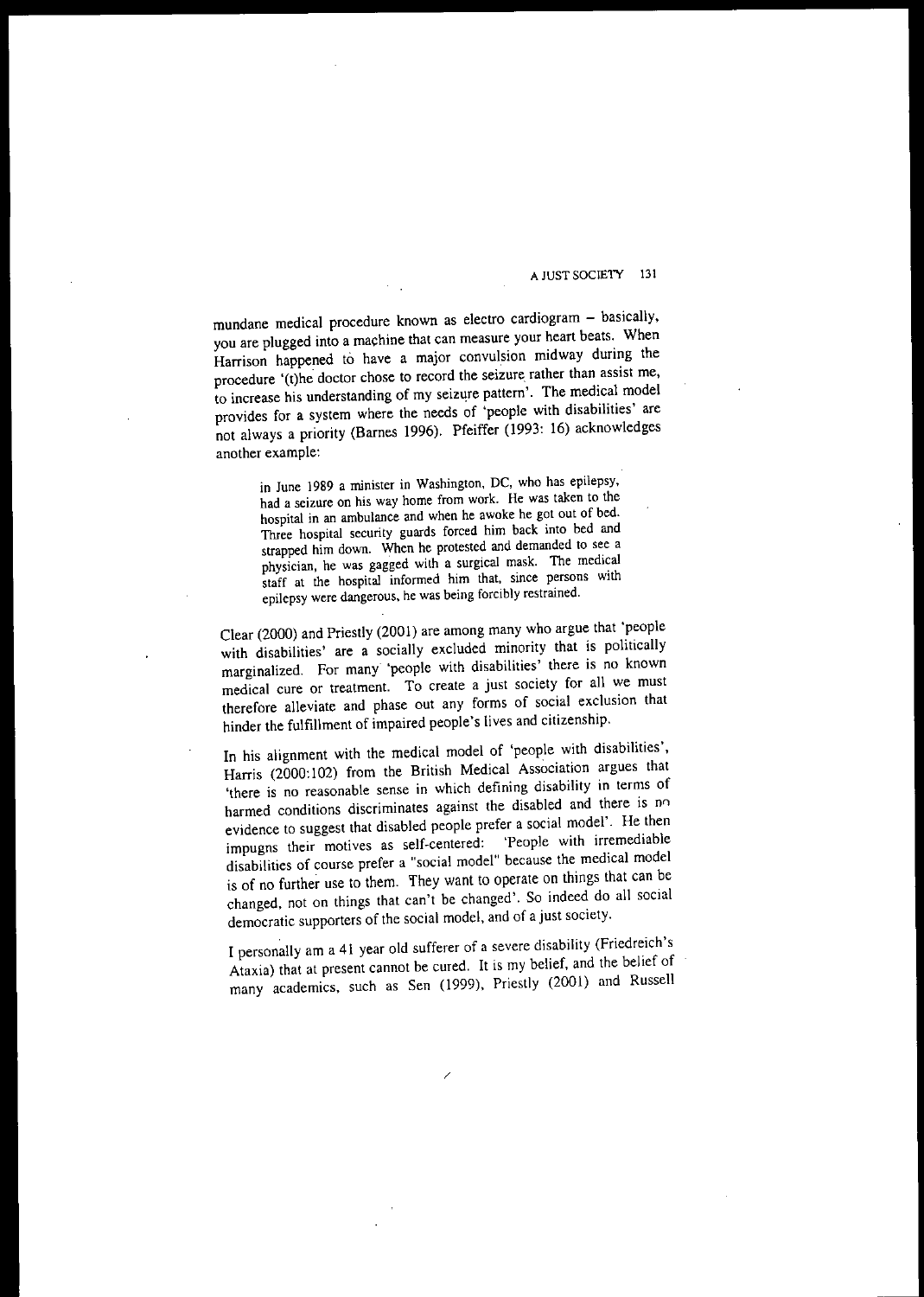mundane medical procedure known as electro cardiogram – basically, you are plugged into a machine that can measure your heart beats. When Harrison happened to have a major convulsion midway during the procedure '(t)he doctor chose to record the seizure rather than assist me, to increase his understanding of my seizure pattern'. The medical model provides for a system where the needs of 'people with disabilities' are not always a priority (Barnes 1996). Pfeiffer (1993: 16) acknowledges another example:

> in June 1989 a minister in Washington, DC, who has epilepsy, had a seizure on his way home from work. He was taken to the hospital in an ambulance and when he awoke he got out of bed. Three hospital security guards forced him back into bed and strapped him down. When he protested and demanded to see a physician, he was gagged with a surgical mask. The medical staff at the hospital informed him that, since persons with epilepsy were dangerous, he was being forcibly restrained.

Clear (2000) and Priestly (2001) are among many who argue that 'people with disabilities' are a socially excluded minority that is politically marginalized. For many 'people with disabilities' there is no known medical cure or treatment. To create a just society for all we must therefore alleviate and phase out any forms of social exclusion that hinder the fulfillment of impaired people's lives and citizenship.

In his alignment with the medical model of 'people with disabilities', Harris (2000:102) from the British Medical Association argues that 'there is no reasonable sense in which defining disability in terms of harmed conditions discriminates against the disabled and there is no evidence to suggest that disabled people prefer a social model'. He then impugns their motives as self-centered: 'People with irremediable disabilities of course prefer a "social model" because the medical model is of no further use to them. They want to operate on things that can be changed, not on things that can't be changed'. So indeed do all social democratic supporters of the social model, and of a just society.

I personally am a 41 year old sufferer of a severe disability (Friedreich's Ataxia) that at present cannot be cured. It is my belief, and the belief of many academics, such as Sen (1999), Priestly (2001) and Russell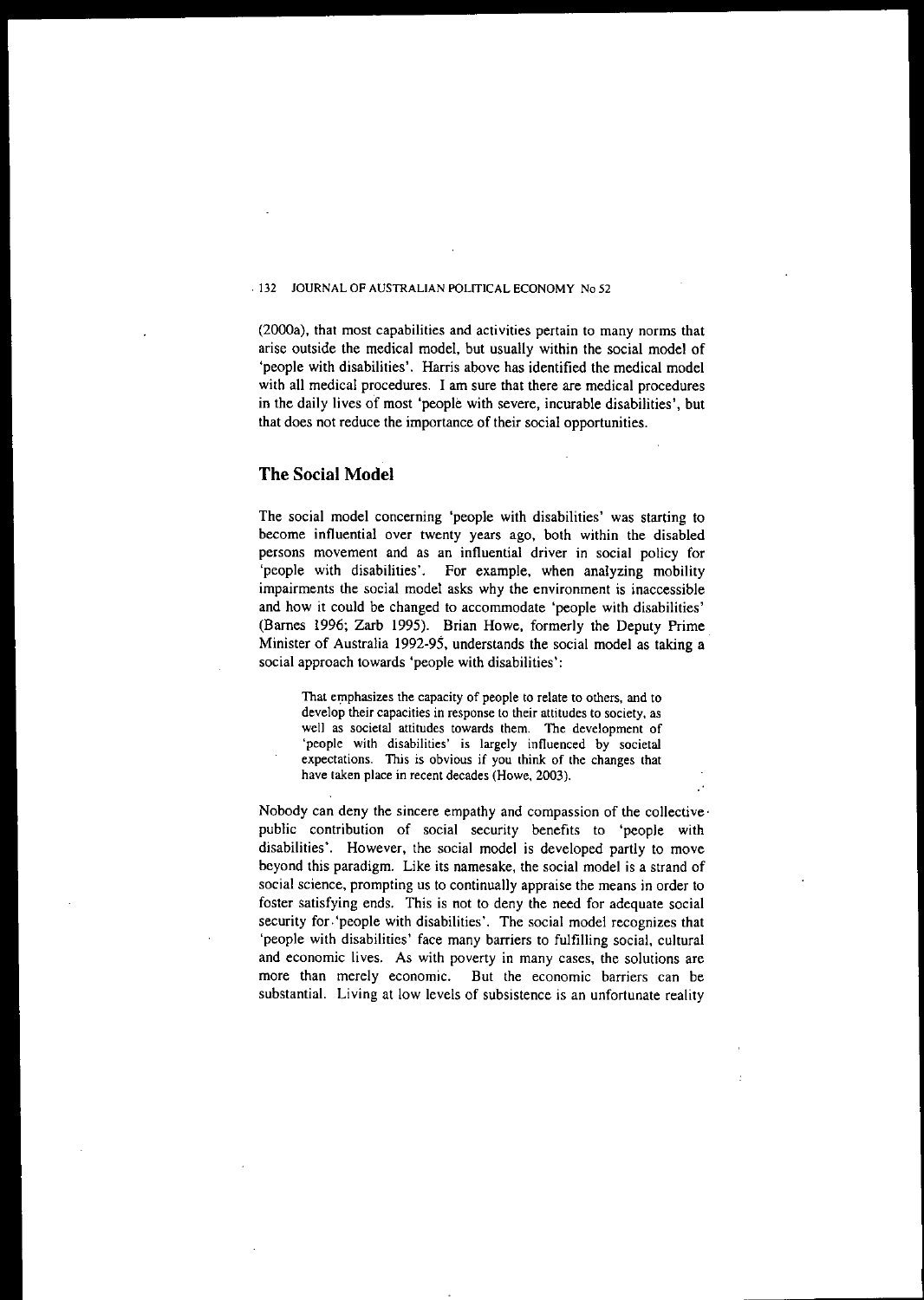(2000a), that most capabilities and activities pertain to many norms that arise outside the medical model, but usually within the social model of 'people with disabilities'. Harris above has identified the medical model with all medical procedures. I am sure that there are medical procedures in the daily lives of most 'people with severe, incurable disabilities', but that does not reduce the importance of their social opportunities.

## The Social Model

The social model concerning 'people with disabilities' was starting to become influential over twenty years ago, both within the disabled persons movement and as an influential driver in social policy for 'people with disabilities'. For example, when analyzing mobility impairments the social model asks why the environment is inaccessible and how it could be changed to accommodate 'people with disabilities' (Barnes 1996; Zarb 1995). Brian Howe, formerly the Deputy Prime Minister of Australia 1992-95, understands the social model as taking a social approach towards 'people with disabilities':

> That emphasizes the capacity of people to relate to others, and to develop their capacities in response to their attitudes to society, as well as societal attitudes towards them. The development of 'people with disabilities' is largely influenced by societal expectations. This is obvious if you think of the changes that have taken place in recent decades (Howe, 2003).

Nobody can deny the sincere empathy and compassion of the collective public contribution of social security benefits to 'people with disabilities'. However, the social model is developed partly to move beyond this paradigm. Like its namesake, the social model is a strand of social science, prompting us to continually appraise the means in order to foster satisfying ends. This is not to deny the need for adequate social security for 'people with disabilities'. The social model recognizes that 'people with disabilities' face many barriers to fulfilling social, cultural and economic lives. As with poverty in many cases, the solutions are more than merely economic. But the economic barriers can be substantial. Living at low levels of subsistence is an unfortunate reality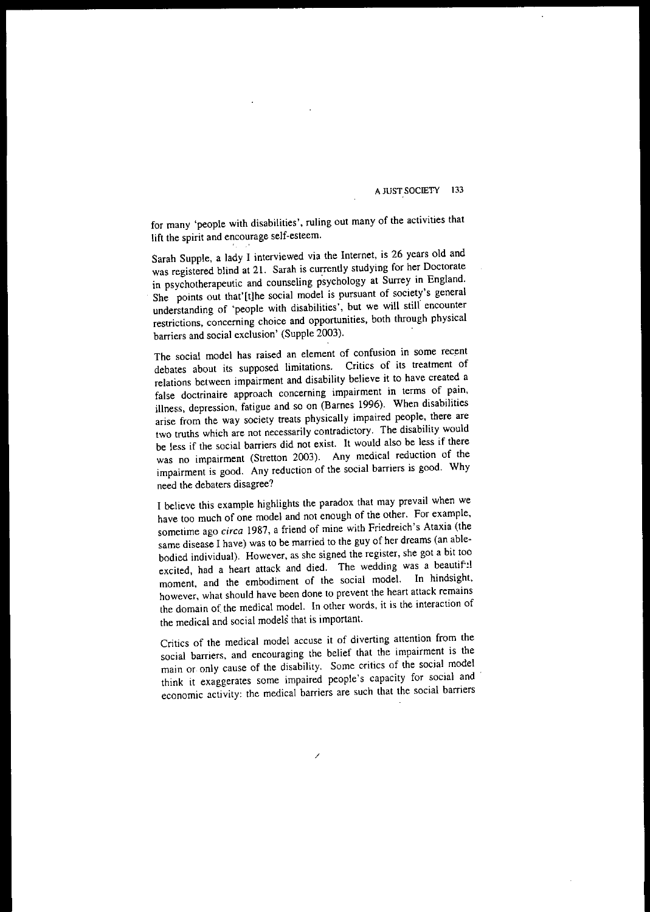for many 'people with disabilities', ruling out many of the activities that lift the spirit and encourage self-esteem.

Sarah Supple, a lady I interviewed via the Internet, is 26 years old and was registered blind at 21. Sarah is currently studying for her Doctorate in psychotherapeutic and counseling psychology at Surrey in England. She points out that'[t]he social model is pursuant of society's general understanding of 'people with disabilities', but we will still encounter restrictions, concerning choice and opportunities, both through physical barriers and social exclusion' (Supple 2003).

The social model has raised an element of confusion in some recent debates about its supposed limitations. Critics of its treatment of relations between impairment and disability believe it to have created a false doctrinaire approach concerning impairment in terms of pain, illness, depression, fatigue and so on (Barnes 1996). When disabilities arise from the way society treats physically impaired people, there are two truths which are not necessarily contradictory. The disability would be less if the social barriers did not exist. It would also be less if there was no impairment (Stretton 2003). Any medical reduction of the impairment is good. Any reduction of the social barriers is good. Why need the debaters disagree?

I believe this example highlights the paradox that may prevail when we have too much of one model and not enough of the other. For example, sometime ago *circa* 1987, a friend of mine with Friedreich's Ataxia (the same disease I have) was to be married to the guy of her dreams (an able-bodied individual). However, as she signed the register, she got a bit too excited, had a heart attack and died. The wedding was a beautiful moment, and the embodiment of the social model. In hindsight, however, what should have been done to prevent the heart attack remains the domain of the medical model. In other words, it is the interaction of the medical and social models that is important.

Critics of the medical model accuse it of diverting attention from the social barriers, and encouraging the belief that the impairment is the main or only cause of the disability. Some critics of the social model think it exaggerates some impaired people's capacity for social and economic activity: the medical barriers are such that the social barriers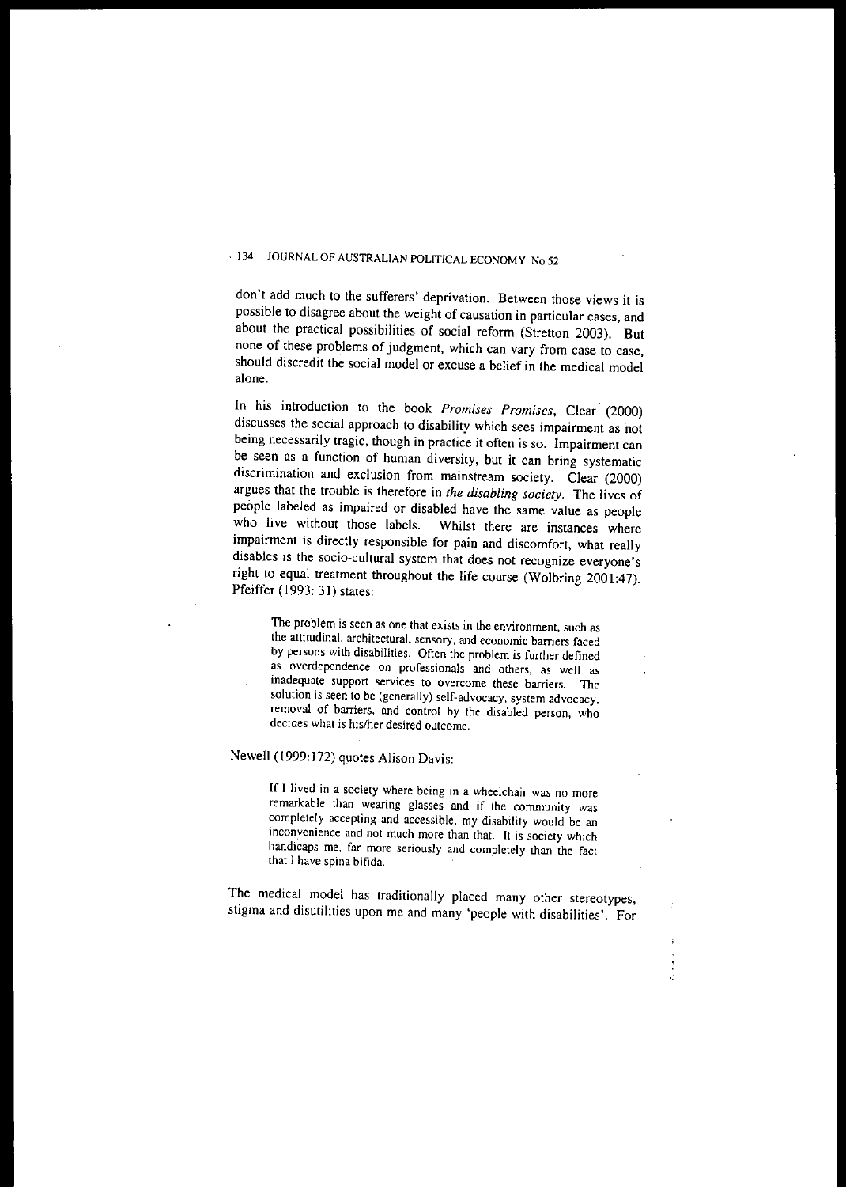don't add much to the sufferers' deprivation. Between those views it is possible to disagree about the weight of causation in particular cases, and about the practical possibilities of social reform (Stretton 2003). But none of these problems of judgment, which can vary from case to case, should discredit the social model or excuse a belief in the medical model alone.

In his introduction to the book *Promises Promises*, Clear (2000) discusses the social approach to disability which sees impairment as not being necessarily tragic, though in practice it often is so. Impairment can be seen as a function of human diversity, but it can bring systematic discrimination and exclusion from mainstream society. Clear (2000) argues that the trouble is therefore in *the disabling society*. The lives of people labeled as impaired or disabled have the same value as people who live without those labels. Whilst there are instances where impairment is directly responsible for pain and discomfort, what really disables is the socio-cultural system that does not recognize everyone's right to equal treatment throughout the life course (Wolbring 2001:47). Pfeiffer (1993: 31) states:

> The problem is seen as one that exists in the environment, such as the attitudinal, architectural, sensory, and economic barriers faced by persons with disabilities. Often the problem is further defined as overdependence on professionals and others, as well as inadequate support services to overcome these barriers. The solution is seen to be (generally) self-advocacy, system advocacy, removal of barriers, and control by the disabled person, who decides what is his/her desired outcome.

Newell (1999:172) quotes Alison Davis:

> If I lived in a society where being in a wheelchair was no more remarkable than wearing glasses and if the community was completely accepting and accessible, my disability would be an inconvenience and not much more than that. It is society which handicaps me, far more seriously and completely than the fact that I have spina bifida.

The medical model has traditionally placed many other stereotypes, stigma and disutilities upon me and many 'people with disabilities'. For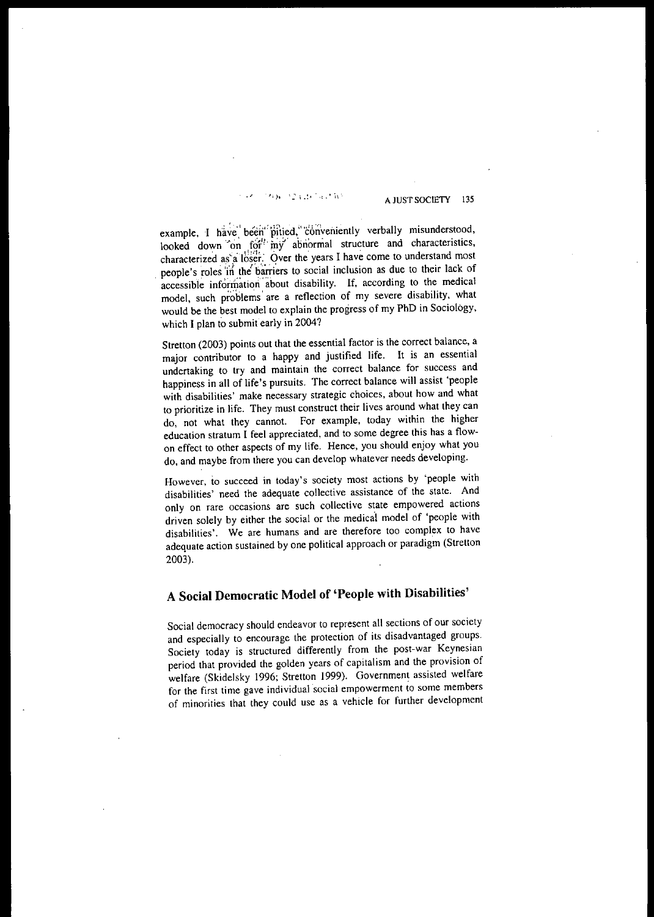example, I have been pitied, conveniently verbally misunderstood, looked down on for my abnormal structure and characteristics, characterized as a loser. Over the years I have come to understand most people's roles in the barriers to social inclusion as due to their lack of accessible information about disability. If, according to the medical model, such problems are a reflection of my severe disability, what would be the best model to explain the progress of my PhD in Sociology, which I plan to submit early in 2004?

Stretton (2003) points out that the essential factor is the correct balance, a major contributor to a happy and justified life. It is an essential undertaking to try and maintain the correct balance for success and happiness in all of life's pursuits. The correct balance will assist 'people with disabilities' make necessary strategic choices, about how and what to prioritize in life. They must construct their lives around what they can do, not what they cannot. For example, today within the higher education stratum I feel appreciated, and to some degree this has a flow-on effect to other aspects of my life. Hence, you should enjoy what you do, and maybe from there you can develop whatever needs developing.

However, to succeed in today's society most actions by 'people with disabilities' need the adequate collective assistance of the state. And only on rare occasions are such collective state empowered actions driven solely by either the social or the medical model of 'people with disabilities'. We are humans and are therefore too complex to have adequate action sustained by one political approach or paradigm (Stretton 2003).

## A Social Democratic Model of 'People with Disabilities'

Social democracy should endeavor to represent all sections of our society and especially to encourage the protection of its disadvantaged groups. Society today is structured differently from the post-war Keynesian period that provided the golden years of capitalism and the provision of welfare (Skidelsky 1996; Stretton 1999). Government assisted welfare for the first time gave individual social empowerment to some members of minorities that they could use as a vehicle for further development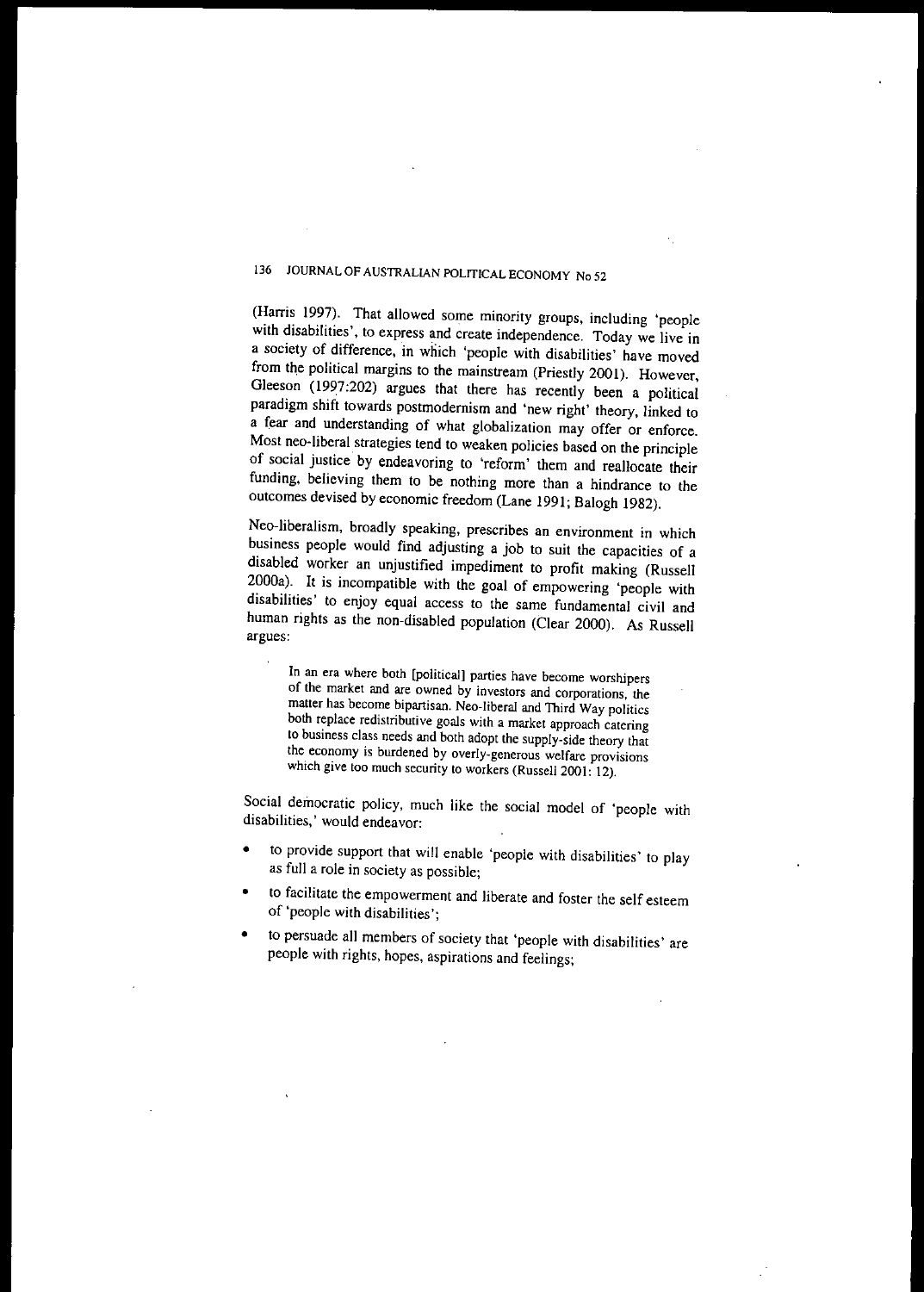(Harris 1997). That allowed some minority groups, including 'people with disabilities', to express and create independence. Today we live in a society of difference, in which 'people with disabilities' have moved from the political margins to the mainstream (Priestly 2001). However, Gleeson (1997:202) argues that there has recently been a political paradigm shift towards postmodernism and 'new right' theory, linked to a fear and understanding of what globalization may offer or enforce. Most neo-liberal strategies tend to weaken policies based on the principle of social justice by endeavoring to 'reform' them and reallocate their funding, believing them to be nothing more than a hindrance to the outcomes devised by economic freedom (Lane 1991; Balogh 1982).

Neo-liberalism, broadly speaking, prescribes an environment in which business people would find adjusting a job to suit the capacities of a disabled worker an unjustified impediment to profit making (Russell 2000a). It is incompatible with the goal of empowering 'people with disabilities' to enjoy equal access to the same fundamental civil and human rights as the non-disabled population (Clear 2000). As Russell argues:

> In an era where both [political] parties have become worshipers of the market and are owned by investors and corporations, the matter has become bipartisan. Neo-liberal and Third Way politics both replace redistributive goals with a market approach catering to business class needs and both adopt the supply-side theory that the economy is burdened by overly-generous welfare provisions which give too much security to workers (Russell 2001: 12).

Social democratic policy, much like the social model of 'people with disabilities,' would endeavor:

- to provide support that will enable 'people with disabilities' to play as full a role in society as possible;
- to facilitate the empowerment and liberate and foster the self esteem of 'people with disabilities';
- to persuade all members of society that 'people with disabilities' are people with rights, hopes, aspirations and feelings;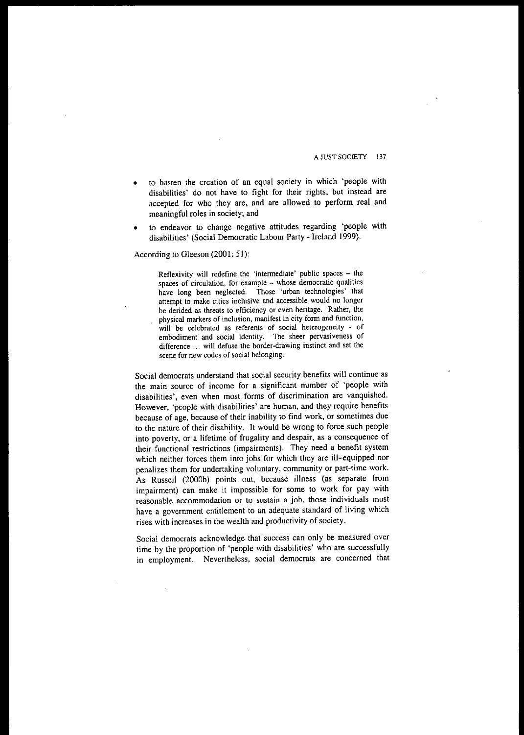- to hasten the creation of an equal society in which 'people with disabilities' do not have to fight for their rights, but instead are accepted for who they are, and are allowed to perform real and meaningful roles in society; and
- to endeavor to change negative attitudes regarding 'people with disabilities' (Social Democratic Labour Party - Ireland 1999).

According to Gleeson (2001: 51):

> Reflexivity will redefine the 'intermediate' public spaces – the spaces of circulation, for example – whose democratic qualities have long been neglected. Those 'urban technologies' that attempt to make cities inclusive and accessible would no longer be derided as threats to efficiency or even heritage. Rather, the physical markers of inclusion, manifest in city form and function, will be celebrated as referents of social heterogeneity - of embodiment and social identity. The sheer pervasiveness of difference ... will defuse the border-drawing instinct and set the scene for new codes of social belonging.

Social democrats understand that social security benefits will continue as the main source of income for a significant number of 'people with disabilities', even when most forms of discrimination are vanquished. However, 'people with disabilities' are human, and they require benefits because of age, because of their inability to find work, or sometimes due to the nature of their disability. It would be wrong to force such people into poverty, or a lifetime of frugality and despair, as a consequence of their functional restrictions (impairments). They need a benefit system which neither forces them into jobs for which they are ill-equipped nor penalizes them for undertaking voluntary, community or part-time work. As Russell (2000b) points out, because illness (as separate from impairment) can make it impossible for some to work for pay with reasonable accommodation or to sustain a job, those individuals must have a government entitlement to an adequate standard of living which rises with increases in the wealth and productivity of society.

Social democrats acknowledge that success can only be measured over time by the proportion of 'people with disabilities' who are successfully in employment. Nevertheless, social democrats are concerned that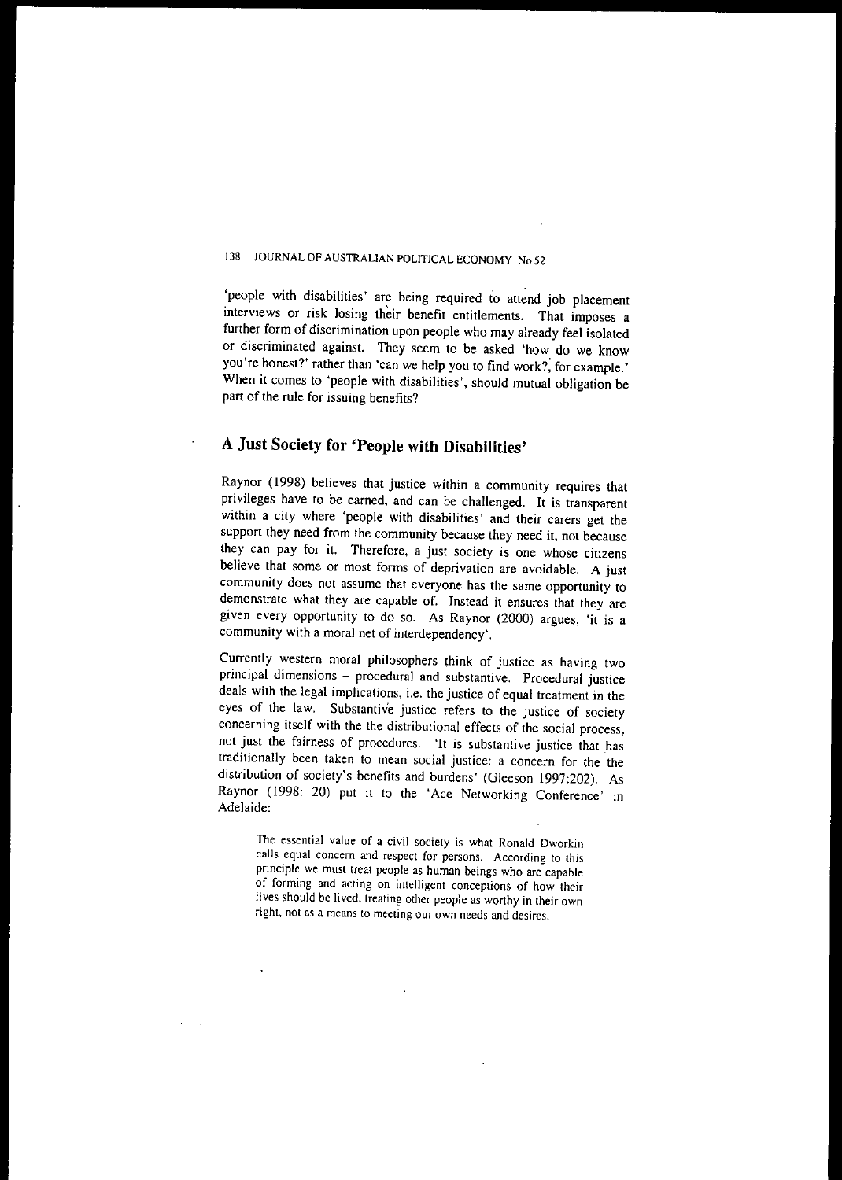'people with disabilities' are being required to attend job placement interviews or risk losing their benefit entitlements. That imposes a further form of discrimination upon people who may already feel isolated or discriminated against. They seem to be asked 'how do we know you're honest?' rather than 'can we help you to find work?, for example.' When it comes to 'people with disabilities', should mutual obligation be part of the rule for issuing benefits?

## A Just Society for 'People with Disabilities'

Raynor (1998) believes that justice within a community requires that privileges have to be earned, and can be challenged. It is transparent within a city where 'people with disabilities' and their carers get the support they need from the community because they need it, not because they can pay for it. Therefore, a just society is one whose citizens believe that some or most forms of deprivation are avoidable. A just community does not assume that everyone has the same opportunity to demonstrate what they are capable of. Instead it ensures that they are given every opportunity to do so. As Raynor (2000) argues, 'it is a community with a moral net of interdependency'.

Currently western moral philosophers think of justice as having two principal dimensions – procedural and substantive. Procedural justice deals with the legal implications, i.e. the justice of equal treatment in the eyes of the law. Substantive justice refers to the justice of society concerning itself with the the distributional effects of the social process, not just the fairness of procedures. 'It is substantive justice that has traditionally been taken to mean social justice: a concern for the the distribution of society's benefits and burdens' (Gleeson 1997:202). As Raynor (1998: 20) put it to the 'Ace Networking Conference' in Adelaide:

> The essential value of a civil society is what Ronald Dworkin calls equal concern and respect for persons. According to this principle we must treat people as human beings who are capable of forming and acting on intelligent conceptions of how their lives should be lived, treating other people as worthy in their own right, not as a means to meeting our own needs and desires.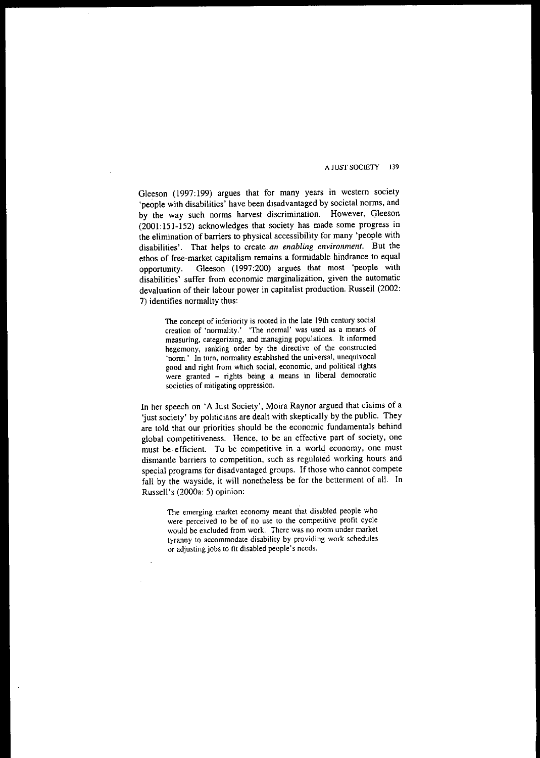Gleeson (1997:199) argues that for many years in western society 'people with disabilities' have been disadvantaged by societal norms, and by the way such norms harvest discrimination. However, Gleeson (2001:151-152) acknowledges that society has made some progress in the elimination of barriers to physical accessibility for many 'people with disabilities'. That helps to create *an enabling environment*. But the ethos of free-market capitalism remains a formidable hindrance to equal opportunity. Gleeson (1997:200) argues that most 'people with disabilities' suffer from economic marginalization, given the automatic devaluation of their labour power in capitalist production. Russell (2002: 7) identifies normality thus:

> The concept of inferiority is rooted in the late 19th century social creation of 'normality.' 'The normal' was used as a means of measuring, categorizing, and managing populations. It informed hegemony, ranking order by the directive of the constructed 'norm.' In turn, normality established the universal, unequivocal good and right from which social, economic, and political rights were granted – rights being a means in liberal democratic societies of mitigating oppression.

In her speech on 'A Just Society', Moira Raynor argued that claims of a 'just society' by politicians are dealt with skeptically by the public. They are told that our priorities should be the economic fundamentals behind global competitiveness. Hence, to be an effective part of society, one must be efficient. To be competitive in a world economy, one must dismantle barriers to competition, such as regulated working hours and special programs for disadvantaged groups. If those who cannot compete fall by the wayside, it will nonetheless be for the betterment of all. In Russell's (2000a: 5) opinion:

> The emerging market economy meant that disabled people who were perceived to be of no use to the competitive profit cycle would be excluded from work. There was no room under market tyranny to accommodate disability by providing work schedules or adjusting jobs to fit disabled people's needs.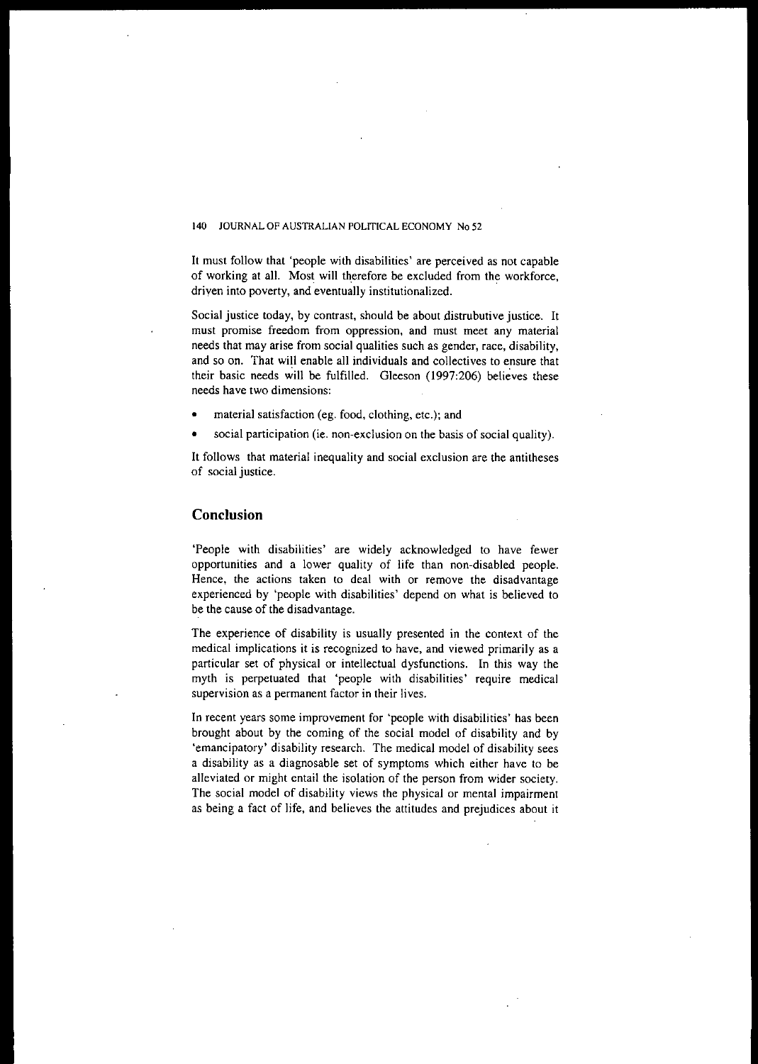It must follow that 'people with disabilities' are perceived as not capable of working at all. Most will therefore be excluded from the workforce, driven into poverty, and eventually institutionalized.

Social justice today, by contrast, should be about distrubutive justice. It must promise freedom from oppression, and must meet any material needs that may arise from social qualities such as gender, race, disability, and so on. That will enable all individuals and collectives to ensure that their basic needs will be fulfilled. Gleeson (1997:206) believes these needs have two dimensions:

- material satisfaction (eg. food, clothing, etc.); and
- social participation (ie. non-exclusion on the basis of social quality).

It follows that material inequality and social exclusion are the antitheses of social justice.

## Conclusion

'People with disabilities' are widely acknowledged to have fewer opportunities and a lower quality of life than non-disabled people. Hence, the actions taken to deal with or remove the disadvantage experienced by 'people with disabilities' depend on what is believed to be the cause of the disadvantage.

The experience of disability is usually presented in the context of the medical implications it is recognized to have, and viewed primarily as a particular set of physical or intellectual dysfunctions. In this way the myth is perpetuated that 'people with disabilities' require medical supervision as a permanent factor in their lives.

In recent years some improvement for 'people with disabilities' has been brought about by the coming of the social model of disability and by 'emancipatory' disability research. The medical model of disability sees a disability as a diagnosable set of symptoms which either have to be alleviated or might entail the isolation of the person from wider society. The social model of disability views the physical or mental impairment as being a fact of life, and believes the attitudes and prejudices about it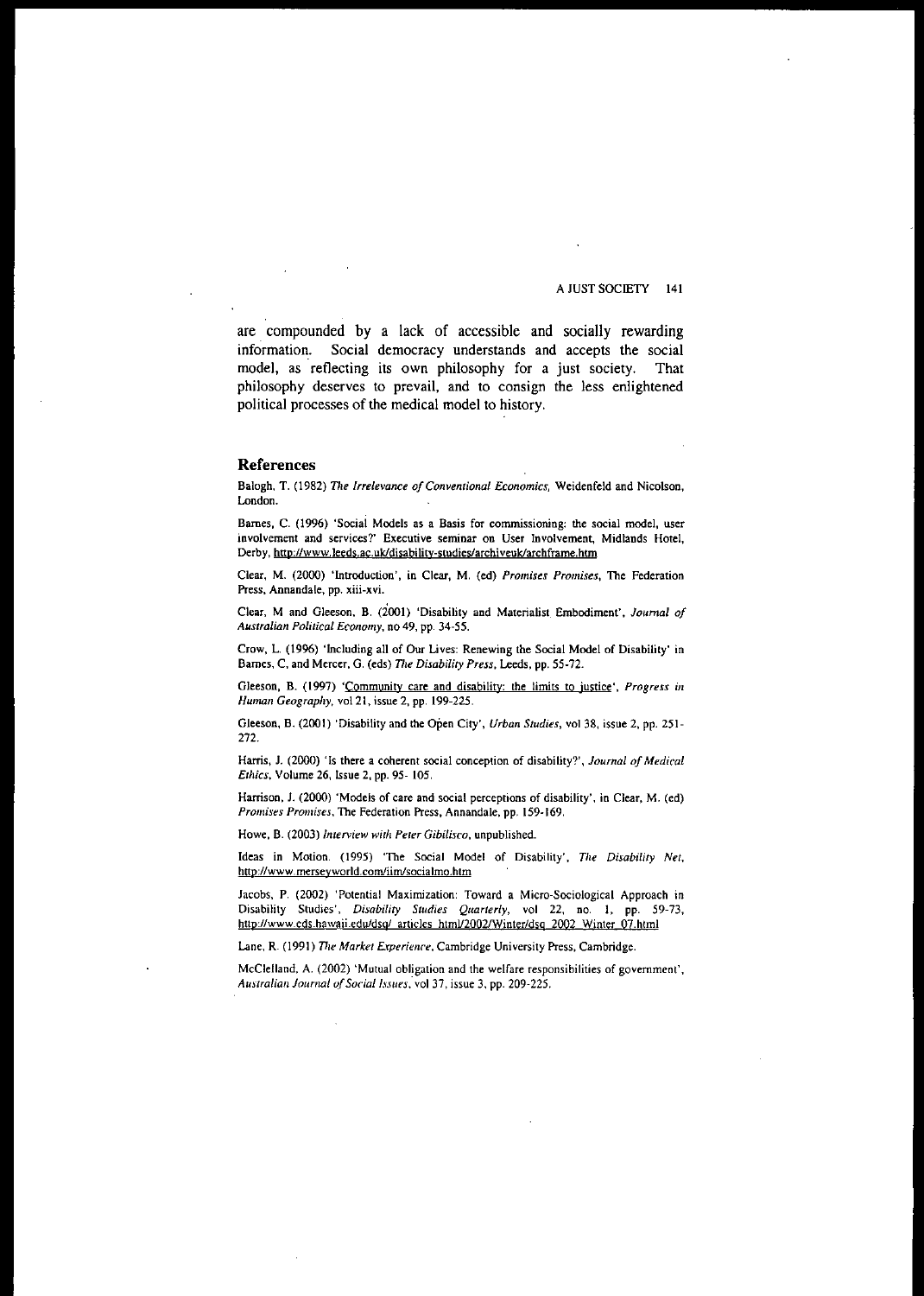are compounded by a lack of accessible and socially rewarding information. Social democracy understands and accepts the social model, as reflecting its own philosophy for a just society. That philosophy deserves to prevail, and to consign the less enlightened political processes of the medical model to history.

## References

Balogh, T. (1982) *The Irrelevance of Conventional Economics*, Weidenfeld and Nicolson, London.

Barnes, C. (1996) 'Social Models as a Basis for commissioning: the social model, user involvement and services?' Executive seminar on User Involvement, Midlands Hotel, Derby, http://www.leeds.ac.uk/disability-studies/archiveuk/archframe.htm

Clear, M. (2000) 'Introduction', in Clear, M. (ed) *Promises Promises*, The Federation Press, Annandale, pp. xiii-xvi.

Clear, M and Gleeson, B. (2001) 'Disability and Materialist Embodiment', *Journal of Australian Political Economy*, no 49, pp. 34-55.

Crow, L. (1996) 'Including all of Our Lives: Renewing the Social Model of Disability' in Barnes, C, and Mercer, G. (eds) *The Disability Press*, Leeds, pp. 55-72.

Gleeson, B. (1997) 'Community care and disability: the limits to justice', *Progress in Human Geography*, vol 21, issue 2, pp. 199-225.

Gleeson, B. (2001) 'Disability and the Open City', *Urban Studies*, vol 38, issue 2, pp. 251-272.

Harris, J. (2000) 'Is there a coherent social conception of disability?', *Journal of Medical Ethics*, Volume 26, Issue 2, pp. 95- 105.

Harrison, J. (2000) 'Models of care and social perceptions of disability', in Clear, M. (ed) *Promises Promises*, The Federation Press, Annandale, pp. 159-169.

Howe, B. (2003) *Interview with Peter Gibilisco*, unpublished.

Ideas in Motion. (1995) 'The Social Model of Disability', *The Disability Net*, http://www.merseyworld.com/iim/socialmo.htm

Jacobs, P. (2002) 'Potential Maximization: Toward a Micro-Sociological Approach in Disability Studies', *Disability Studies Quarterly*, vol 22, no. 1, pp. 59-73, http://www.cds.hawaii.edu/dsq/_articles_html/2002/Winter/dsq_2002_Winter_07.html

Lane, R. (1991) *The Market Experience*, Cambridge University Press, Cambridge.

McClelland, A. (2002) 'Mutual obligation and the welfare responsibilities of government', *Australian Journal of Social Issues*, vol 37, issue 3, pp. 209-225.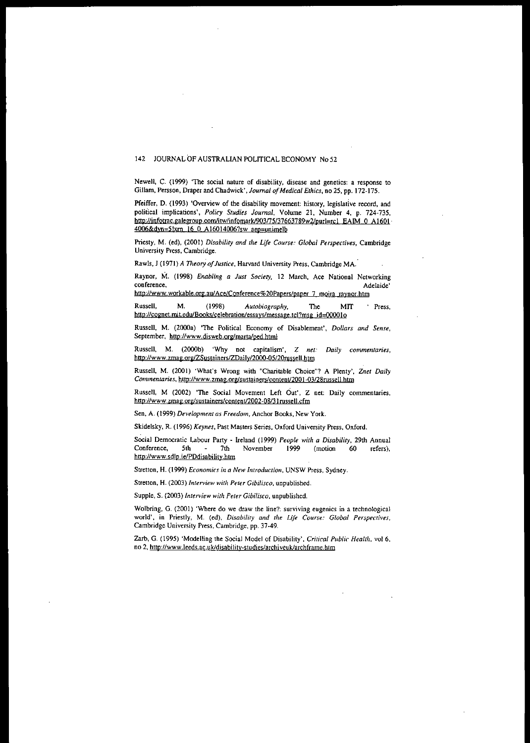Newell, C. (1999) 'The social nature of disability, disease and genetics: a response to Gillam, Persson, Draper and Chadwick', *Journal of Medical Ethics*, no 25, pp. 172-175.

Pfeiffer, D. (1993) 'Overview of the disability movement: history, legislative record, and political implications', *Policy Studies Journal*, Volume 21, Number 4, p. 724-735, http://infotrac.galegroup.com/itw/infomark/903/75/37663789w2/purl=rcl_EAIM_0_A16014006&dyn=5!xrn_16_0_A16014006?sw_aep=unimelb

Priesty, M. (ed), (2001) *Disability and the Life Course: Global Perspectives*, Cambridge University Press, Cambridge.

Rawls, J (1971) *A Theory of Justice*, Harvard University Press, Cambridge MA.

Raynor, M. (1998) *Enabling a Just Society*, 12 March, Ace National Networking conference, Adelaide' http://www.workable.org.au/Ace/Conference%20Papers/paper_7_moira_raynor.htm

Russell, M. (1998) *Autobiography*, The MIT Press, http://cognet.mit.edu/Books/celebration/essays/message.tcl?msg_id=00001o

Russell, M. (2000a) 'The Political Economy of Disablement', *Dollars and Sense*, September, http://www.disweb.org/marta/ped.html

Russell, M. (2000b) 'Why not capitalism', *Z net: Daily commentaries*, http://www.zmag.org/ZSustainers/ZDaily/2000-05/20russell.htm

Russell, M. (2001) 'What's Wrong with "Charitable Choice"? A Plenty', *Znet Daily Commentaries*, http://www.zmag.org/sustainers/content/2001-03/28russell.htm

Russell, M (2002) 'The Social Movement Left Out', Z net: Daily commentaries, http://www.zmag.org/sustainers/content/2002-08/31russell.cfm

Sen, A. (1999) *Development as Freedom*, Anchor Books, New York.

Skidelsky, R. (1996) *Keynes*, Past Masters Series, Oxford University Press, Oxford.

Social Democratic Labour Party - Ireland (1999) *People with a Disability*, 29th Annual Conference, 5th - 7th November 1999 (motion 60 refers), http://www.sdlp.ie/PDdisability.htm

Stretton, H. (1999) *Economics in a New Introduction*, UNSW Press, Sydney.

Stretton, H. (2003) *Interview with Peter Gibilisco*, unpublished.

Supple, S. (2003) *Interview with Peter Gibilisco*, unpublished.

Wolbring, G. (2001) 'Where do we draw the line?: surviving eugenics in a technological world', in Priestly, M. (ed), *Disability and the Life Course: Global Perspectives*, Cambridge University Press, Cambridge, pp. 37-49.

Zarb, G. (1995) 'Modelling the Social Model of Disability', *Critical Public Health*, vol 6, no 2, http://www.leeds.ac.uk/disability-studies/archiveuk/archframe.htm